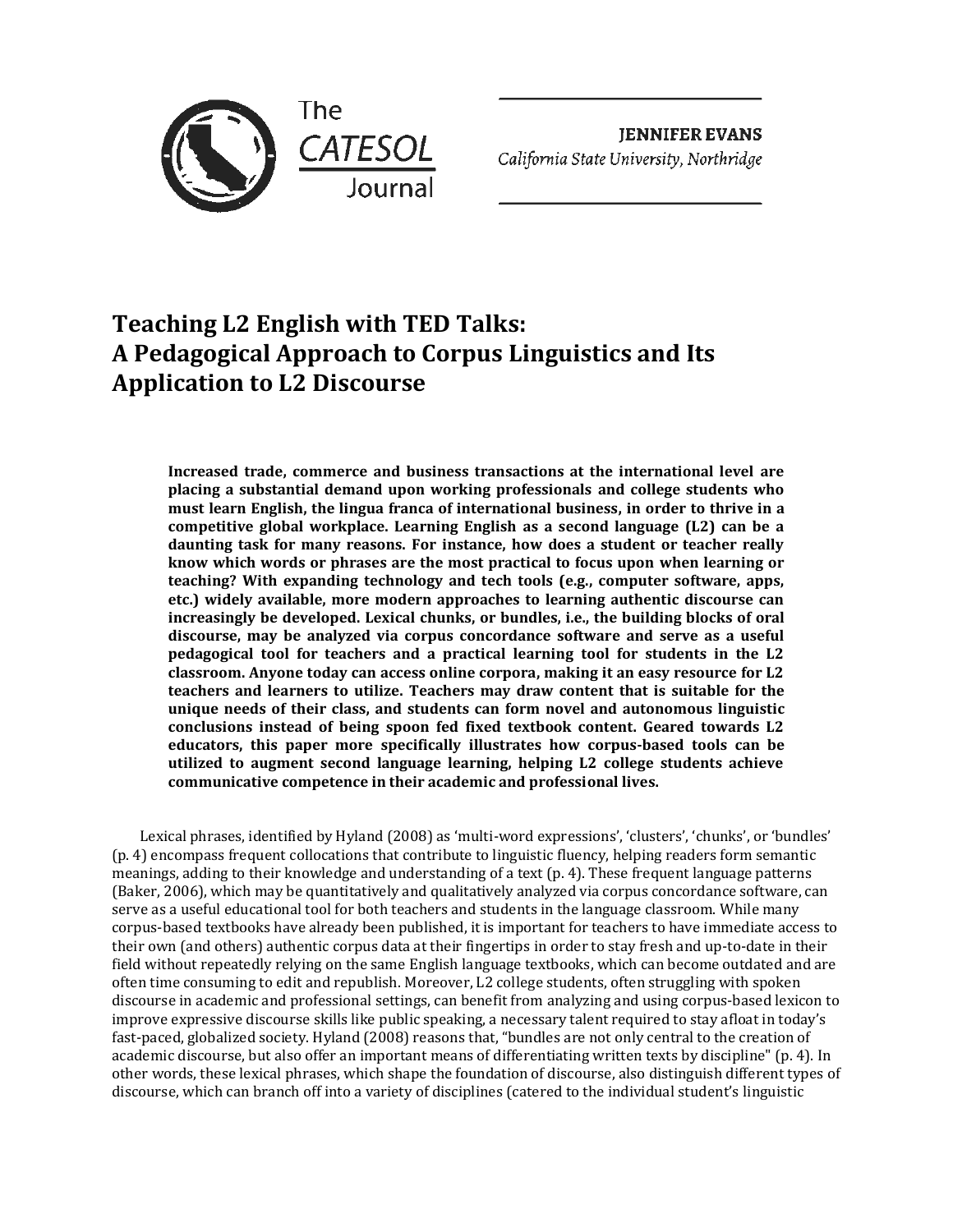The CATESOL Journal

**JENNIFER EVANS**
*California State University, Northridge*

# Teaching L2 English with TED Talks: A Pedagogical Approach to Corpus Linguistics and Its Application to L2 Discourse

**Increased trade, commerce and business transactions at the international level are placing a substantial demand upon working professionals and college students who must learn English, the lingua franca of international business, in order to thrive in a competitive global workplace. Learning English as a second language (L2) can be a daunting task for many reasons. For instance, how does a student or teacher really know which words or phrases are the most practical to focus upon when learning or teaching? With expanding technology and tech tools (e.g., computer software, apps, etc.) widely available, more modern approaches to learning authentic discourse can increasingly be developed. Lexical chunks, or bundles, i.e., the building blocks of oral discourse, may be analyzed via corpus concordance software and serve as a useful pedagogical tool for teachers and a practical learning tool for students in the L2 classroom. Anyone today can access online corpora, making it an easy resource for L2 teachers and learners to utilize. Teachers may draw content that is suitable for the unique needs of their class, and students can form novel and autonomous linguistic conclusions instead of being spoon fed fixed textbook content. Geared towards L2 educators, this paper more specifically illustrates how corpus-based tools can be utilized to augment second language learning, helping L2 college students achieve communicative competence in their academic and professional lives.**

Lexical phrases, identified by Hyland (2008) as 'multi-word expressions', 'clusters', 'chunks', or 'bundles' (p. 4) encompass frequent collocations that contribute to linguistic fluency, helping readers form semantic meanings, adding to their knowledge and understanding of a text (p. 4). These frequent language patterns (Baker, 2006), which may be quantitatively and qualitatively analyzed via corpus concordance software, can serve as a useful educational tool for both teachers and students in the language classroom. While many corpus-based textbooks have already been published, it is important for teachers to have immediate access to their own (and others) authentic corpus data at their fingertips in order to stay fresh and up-to-date in their field without repeatedly relying on the same English language textbooks, which can become outdated and are often time consuming to edit and republish. Moreover, L2 college students, often struggling with spoken discourse in academic and professional settings, can benefit from analyzing and using corpus-based lexicon to improve expressive discourse skills like public speaking, a necessary talent required to stay afloat in today's fast-paced, globalized society. Hyland (2008) reasons that, "bundles are not only central to the creation of academic discourse, but also offer an important means of differentiating written texts by discipline" (p. 4). In other words, these lexical phrases, which shape the foundation of discourse, also distinguish different types of discourse, which can branch off into a variety of disciplines (catered to the individual student's linguistic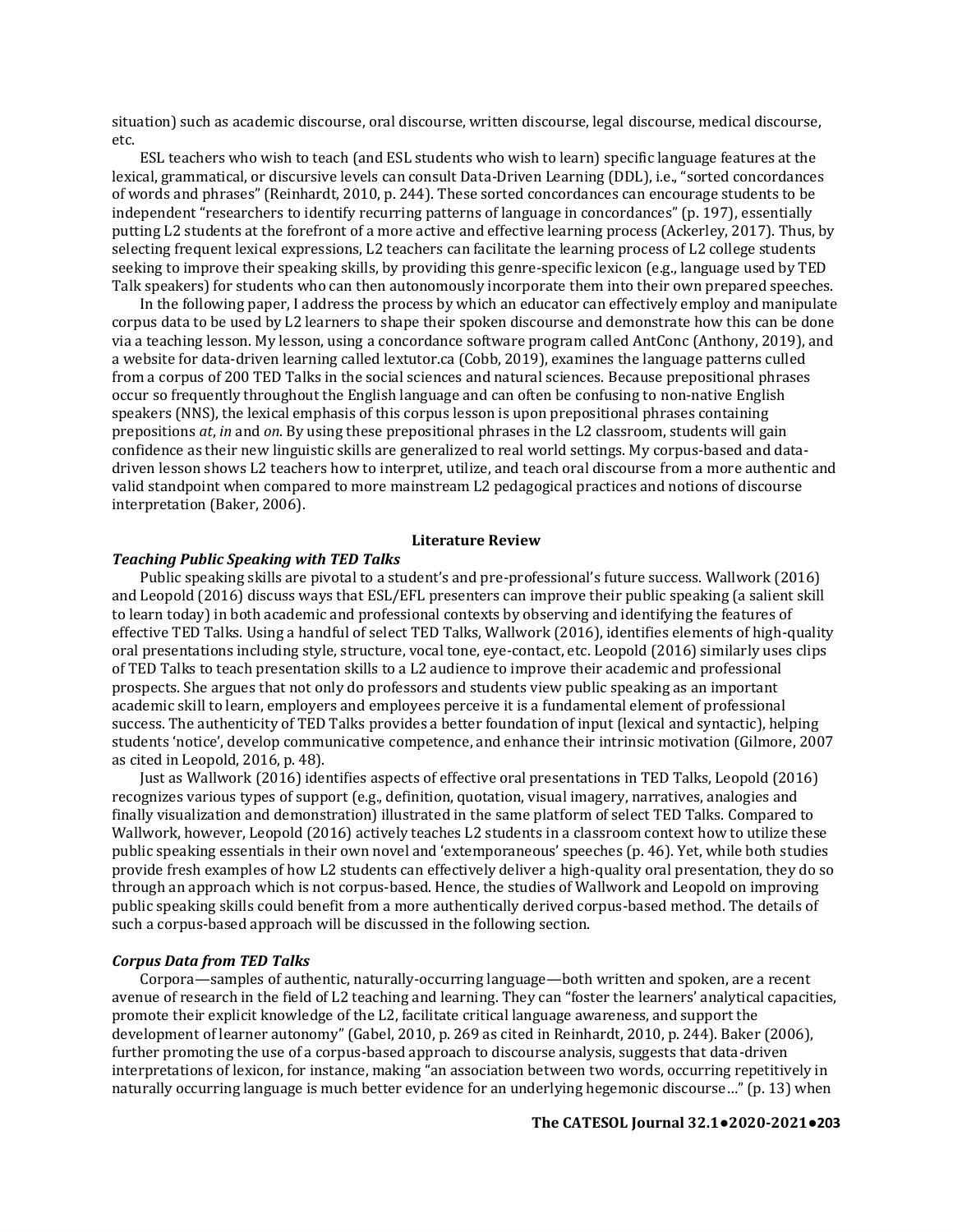situation) such as academic discourse, oral discourse, written discourse, legal discourse, medical discourse, etc.

ESL teachers who wish to teach (and ESL students who wish to learn) specific language features at the lexical, grammatical, or discursive levels can consult Data-Driven Learning (DDL), i.e., "sorted concordances of words and phrases" (Reinhardt, 2010, p. 244). These sorted concordances can encourage students to be independent "researchers to identify recurring patterns of language in concordances" (p. 197), essentially putting L2 students at the forefront of a more active and effective learning process (Ackerley, 2017). Thus, by selecting frequent lexical expressions, L2 teachers can facilitate the learning process of L2 college students seeking to improve their speaking skills, by providing this genre-specific lexicon (e.g., language used by TED Talk speakers) for students who can then autonomously incorporate them into their own prepared speeches.

In the following paper, I address the process by which an educator can effectively employ and manipulate corpus data to be used by L2 learners to shape their spoken discourse and demonstrate how this can be done via a teaching lesson. My lesson, using a concordance software program called AntConc (Anthony, 2019), and a website for data-driven learning called lextutor.ca (Cobb, 2019), examines the language patterns culled from a corpus of 200 TED Talks in the social sciences and natural sciences. Because prepositional phrases occur so frequently throughout the English language and can often be confusing to non-native English speakers (NNS), the lexical emphasis of this corpus lesson is upon prepositional phrases containing prepositions *at*, *in* and *on*. By using these prepositional phrases in the L2 classroom, students will gain confidence as their new linguistic skills are generalized to real world settings. My corpus-based and data-driven lesson shows L2 teachers how to interpret, utilize, and teach oral discourse from a more authentic and valid standpoint when compared to more mainstream L2 pedagogical practices and notions of discourse interpretation (Baker, 2006).

## Literature Review

### *Teaching Public Speaking with TED Talks*

Public speaking skills are pivotal to a student's and pre-professional's future success. Wallwork (2016) and Leopold (2016) discuss ways that ESL/EFL presenters can improve their public speaking (a salient skill to learn today) in both academic and professional contexts by observing and identifying the features of effective TED Talks. Using a handful of select TED Talks, Wallwork (2016), identifies elements of high-quality oral presentations including style, structure, vocal tone, eye-contact, etc. Leopold (2016) similarly uses clips of TED Talks to teach presentation skills to a L2 audience to improve their academic and professional prospects. She argues that not only do professors and students view public speaking as an important academic skill to learn, employers and employees perceive it is a fundamental element of professional success. The authenticity of TED Talks provides a better foundation of input (lexical and syntactic), helping students 'notice', develop communicative competence, and enhance their intrinsic motivation (Gilmore, 2007 as cited in Leopold, 2016, p. 48).

Just as Wallwork (2016) identifies aspects of effective oral presentations in TED Talks, Leopold (2016) recognizes various types of support (e.g., definition, quotation, visual imagery, narratives, analogies and finally visualization and demonstration) illustrated in the same platform of select TED Talks. Compared to Wallwork, however, Leopold (2016) actively teaches L2 students in a classroom context how to utilize these public speaking essentials in their own novel and 'extemporaneous' speeches (p. 46). Yet, while both studies provide fresh examples of how L2 students can effectively deliver a high-quality oral presentation, they do so through an approach which is not corpus-based. Hence, the studies of Wallwork and Leopold on improving public speaking skills could benefit from a more authentically derived corpus-based method. The details of such a corpus-based approach will be discussed in the following section.

### *Corpus Data from TED Talks*

Corpora—samples of authentic, naturally-occurring language—both written and spoken, are a recent avenue of research in the field of L2 teaching and learning. They can "foster the learners' analytical capacities, promote their explicit knowledge of the L2, facilitate critical language awareness, and support the development of learner autonomy" (Gabel, 2010, p. 269 as cited in Reinhardt, 2010, p. 244). Baker (2006), further promoting the use of a corpus-based approach to discourse analysis, suggests that data-driven interpretations of lexicon, for instance, making "an association between two words, occurring repetitively in naturally occurring language is much better evidence for an underlying hegemonic discourse…" (p. 13) when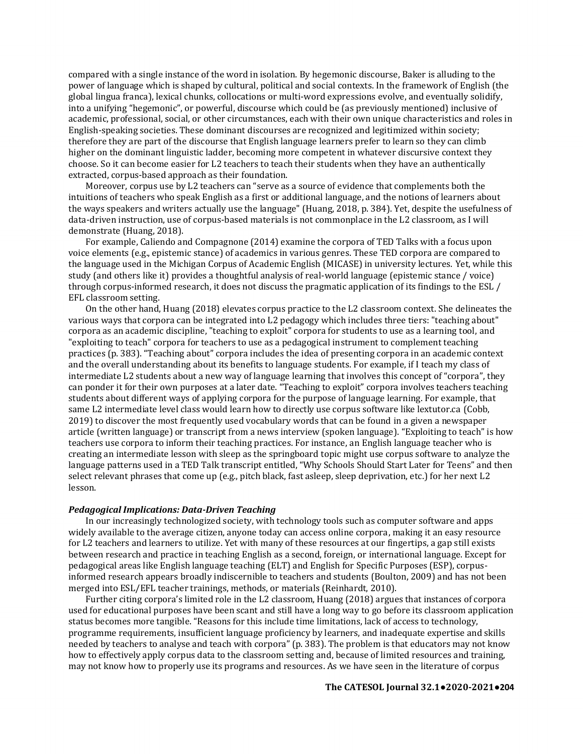compared with a single instance of the word in isolation. By hegemonic discourse, Baker is alluding to the power of language which is shaped by cultural, political and social contexts. In the framework of English (the global lingua franca), lexical chunks, collocations or multi-word expressions evolve, and eventually solidify, into a unifying "hegemonic", or powerful, discourse which could be (as previously mentioned) inclusive of academic, professional, social, or other circumstances, each with their own unique characteristics and roles in English-speaking societies. These dominant discourses are recognized and legitimized within society; therefore they are part of the discourse that English language learners prefer to learn so they can climb higher on the dominant linguistic ladder, becoming more competent in whatever discursive context they choose. So it can become easier for L2 teachers to teach their students when they have an authentically extracted, corpus-based approach as their foundation.

Moreover, corpus use by L2 teachers can "serve as a source of evidence that complements both the intuitions of teachers who speak English as a first or additional language, and the notions of learners about the ways speakers and writers actually use the language" (Huang, 2018, p. 384). Yet, despite the usefulness of data-driven instruction, use of corpus-based materials is not commonplace in the L2 classroom, as I will demonstrate (Huang, 2018).

For example, Caliendo and Compagnone (2014) examine the corpora of TED Talks with a focus upon voice elements (e.g., epistemic stance) of academics in various genres. These TED corpora are compared to the language used in the Michigan Corpus of Academic English (MICASE) in university lectures. Yet, while this study (and others like it) provides a thoughtful analysis of real-world language (epistemic stance / voice) through corpus-informed research, it does not discuss the pragmatic application of its findings to the ESL / EFL classroom setting.

On the other hand, Huang (2018) elevates corpus practice to the L2 classroom context. She delineates the various ways that corpora can be integrated into L2 pedagogy which includes three tiers: "teaching about" corpora as an academic discipline, "teaching to exploit" corpora for students to use as a learning tool, and "exploiting to teach" corpora for teachers to use as a pedagogical instrument to complement teaching practices (p. 383). "Teaching about" corpora includes the idea of presenting corpora in an academic context and the overall understanding about its benefits to language students. For example, if I teach my class of intermediate L2 students about a new way of language learning that involves this concept of "corpora", they can ponder it for their own purposes at a later date. "Teaching to exploit" corpora involves teachers teaching students about different ways of applying corpora for the purpose of language learning. For example, that same L2 intermediate level class would learn how to directly use corpus software like lextutor.ca (Cobb, 2019) to discover the most frequently used vocabulary words that can be found in a given a newspaper article (written language) or transcript from a news interview (spoken language). "Exploiting to teach" is how teachers use corpora to inform their teaching practices. For instance, an English language teacher who is creating an intermediate lesson with sleep as the springboard topic might use corpus software to analyze the language patterns used in a TED Talk transcript entitled, "Why Schools Should Start Later for Teens" and then select relevant phrases that come up (e.g., pitch black, fast asleep, sleep deprivation, etc.) for her next L2 lesson.

***Pedagogical Implications: Data-Driven Teaching***

In our increasingly technologized society, with technology tools such as computer software and apps widely available to the average citizen, anyone today can access online corpora, making it an easy resource for L2 teachers and learners to utilize. Yet with many of these resources at our fingertips, a gap still exists between research and practice in teaching English as a second, foreign, or international language. Except for pedagogical areas like English language teaching (ELT) and English for Specific Purposes (ESP), corpus-informed research appears broadly indiscernible to teachers and students (Boulton, 2009) and has not been merged into ESL/EFL teacher trainings, methods, or materials (Reinhardt, 2010).

Further citing corpora's limited role in the L2 classroom, Huang (2018) argues that instances of corpora used for educational purposes have been scant and still have a long way to go before its classroom application status becomes more tangible. "Reasons for this include time limitations, lack of access to technology, programme requirements, insufficient language proficiency by learners, and inadequate expertise and skills needed by teachers to analyse and teach with corpora" (p. 383). The problem is that educators may not know how to effectively apply corpus data to the classroom setting and, because of limited resources and training, may not know how to properly use its programs and resources. As we have seen in the literature of corpus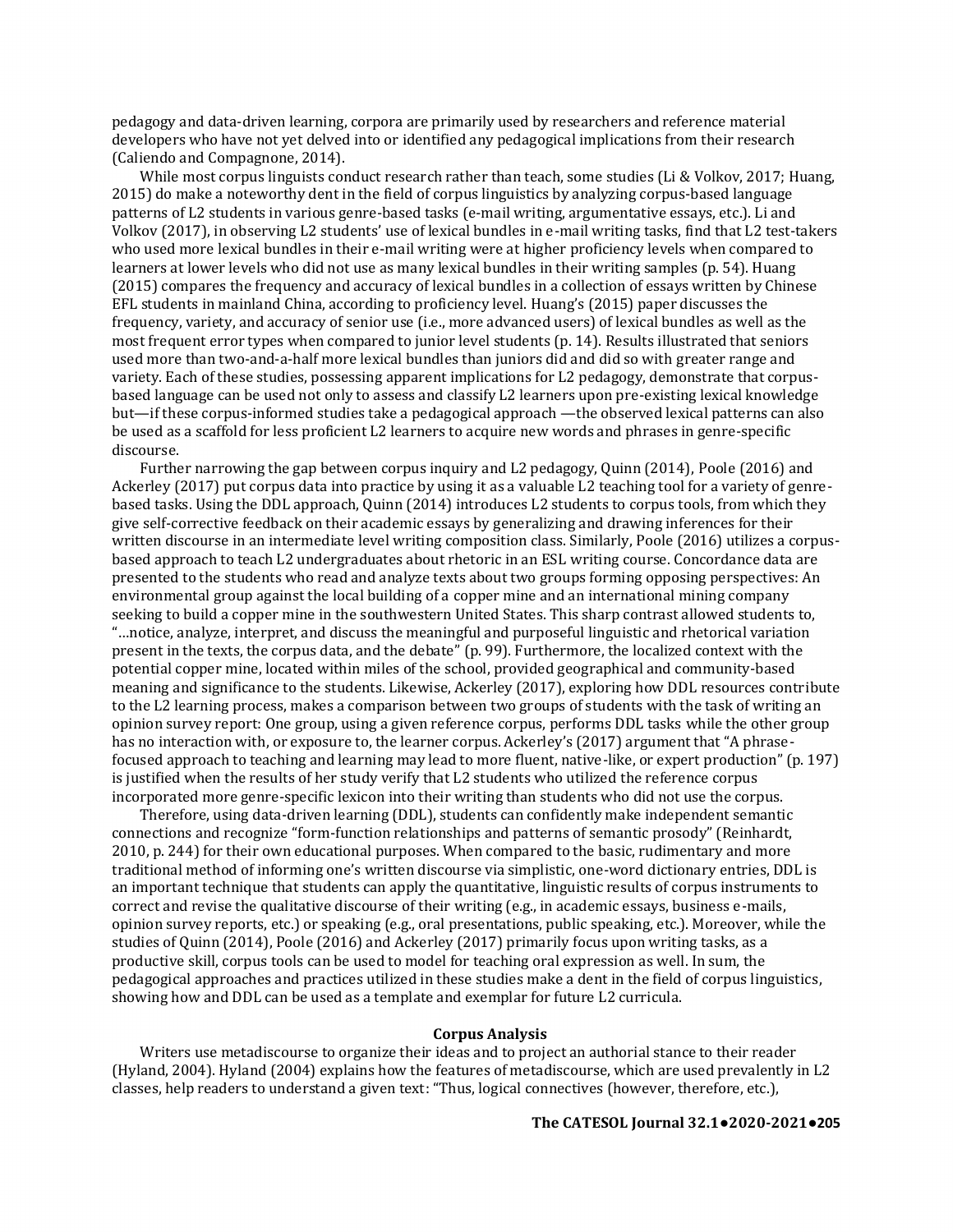pedagogy and data-driven learning, corpora are primarily used by researchers and reference material developers who have not yet delved into or identified any pedagogical implications from their research (Caliendo and Compagnone, 2014).

While most corpus linguists conduct research rather than teach, some studies (Li & Volkov, 2017; Huang, 2015) do make a noteworthy dent in the field of corpus linguistics by analyzing corpus-based language patterns of L2 students in various genre-based tasks (e-mail writing, argumentative essays, etc.). Li and Volkov (2017), in observing L2 students' use of lexical bundles in e-mail writing tasks, find that L2 test-takers who used more lexical bundles in their e-mail writing were at higher proficiency levels when compared to learners at lower levels who did not use as many lexical bundles in their writing samples (p. 54). Huang (2015) compares the frequency and accuracy of lexical bundles in a collection of essays written by Chinese EFL students in mainland China, according to proficiency level. Huang's (2015) paper discusses the frequency, variety, and accuracy of senior use (i.e., more advanced users) of lexical bundles as well as the most frequent error types when compared to junior level students (p. 14). Results illustrated that seniors used more than two-and-a-half more lexical bundles than juniors did and did so with greater range and variety. Each of these studies, possessing apparent implications for L2 pedagogy, demonstrate that corpus-based language can be used not only to assess and classify L2 learners upon pre-existing lexical knowledge but—if these corpus-informed studies take a pedagogical approach —the observed lexical patterns can also be used as a scaffold for less proficient L2 learners to acquire new words and phrases in genre-specific discourse.

Further narrowing the gap between corpus inquiry and L2 pedagogy, Quinn (2014), Poole (2016) and Ackerley (2017) put corpus data into practice by using it as a valuable L2 teaching tool for a variety of genre-based tasks. Using the DDL approach, Quinn (2014) introduces L2 students to corpus tools, from which they give self-corrective feedback on their academic essays by generalizing and drawing inferences for their written discourse in an intermediate level writing composition class. Similarly, Poole (2016) utilizes a corpus-based approach to teach L2 undergraduates about rhetoric in an ESL writing course. Concordance data are presented to the students who read and analyze texts about two groups forming opposing perspectives: An environmental group against the local building of a copper mine and an international mining company seeking to build a copper mine in the southwestern United States. This sharp contrast allowed students to, "…notice, analyze, interpret, and discuss the meaningful and purposeful linguistic and rhetorical variation present in the texts, the corpus data, and the debate" (p. 99). Furthermore, the localized context with the potential copper mine, located within miles of the school, provided geographical and community-based meaning and significance to the students. Likewise, Ackerley (2017), exploring how DDL resources contribute to the L2 learning process, makes a comparison between two groups of students with the task of writing an opinion survey report: One group, using a given reference corpus, performs DDL tasks while the other group has no interaction with, or exposure to, the learner corpus. Ackerley's (2017) argument that "A phrase-focused approach to teaching and learning may lead to more fluent, native-like, or expert production" (p. 197) is justified when the results of her study verify that L2 students who utilized the reference corpus incorporated more genre-specific lexicon into their writing than students who did not use the corpus.

Therefore, using data-driven learning (DDL), students can confidently make independent semantic connections and recognize "form-function relationships and patterns of semantic prosody" (Reinhardt, 2010, p. 244) for their own educational purposes. When compared to the basic, rudimentary and more traditional method of informing one's written discourse via simplistic, one-word dictionary entries, DDL is an important technique that students can apply the quantitative, linguistic results of corpus instruments to correct and revise the qualitative discourse of their writing (e.g., in academic essays, business e-mails, opinion survey reports, etc.) or speaking (e.g., oral presentations, public speaking, etc.). Moreover, while the studies of Quinn (2014), Poole (2016) and Ackerley (2017) primarily focus upon writing tasks, as a productive skill, corpus tools can be used to model for teaching oral expression as well. In sum, the pedagogical approaches and practices utilized in these studies make a dent in the field of corpus linguistics, showing how and DDL can be used as a template and exemplar for future L2 curricula.

## Corpus Analysis

Writers use metadiscourse to organize their ideas and to project an authorial stance to their reader (Hyland, 2004). Hyland (2004) explains how the features of metadiscourse, which are used prevalently in L2 classes, help readers to understand a given text: "Thus, logical connectives (however, therefore, etc.),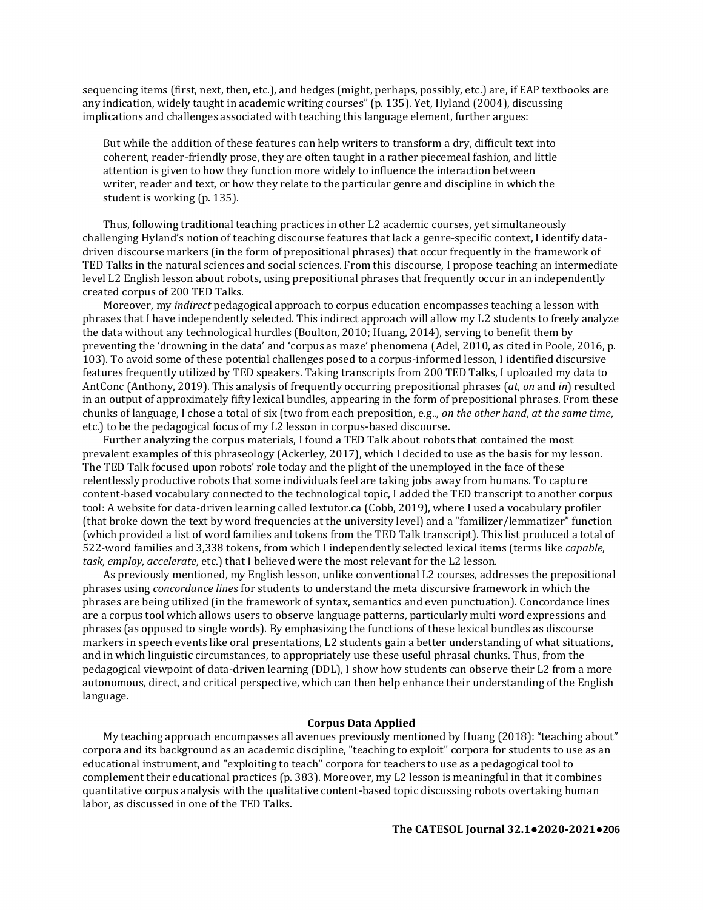sequencing items (first, next, then, etc.), and hedges (might, perhaps, possibly, etc.) are, if EAP textbooks are any indication, widely taught in academic writing courses" (p. 135). Yet, Hyland (2004), discussing implications and challenges associated with teaching this language element, further argues:

> But while the addition of these features can help writers to transform a dry, difficult text into coherent, reader-friendly prose, they are often taught in a rather piecemeal fashion, and little attention is given to how they function more widely to influence the interaction between writer, reader and text, or how they relate to the particular genre and discipline in which the student is working (p. 135).

Thus, following traditional teaching practices in other L2 academic courses, yet simultaneously challenging Hyland's notion of teaching discourse features that lack a genre-specific context, I identify data-driven discourse markers (in the form of prepositional phrases) that occur frequently in the framework of TED Talks in the natural sciences and social sciences. From this discourse, I propose teaching an intermediate level L2 English lesson about robots, using prepositional phrases that frequently occur in an independently created corpus of 200 TED Talks.

Moreover, my *indirect* pedagogical approach to corpus education encompasses teaching a lesson with phrases that I have independently selected. This indirect approach will allow my L2 students to freely analyze the data without any technological hurdles (Boulton, 2010; Huang, 2014), serving to benefit them by preventing the 'drowning in the data' and 'corpus as maze' phenomena (Adel, 2010, as cited in Poole, 2016, p. 103). To avoid some of these potential challenges posed to a corpus-informed lesson, I identified discursive features frequently utilized by TED speakers. Taking transcripts from 200 TED Talks, I uploaded my data to AntConc (Anthony, 2019). This analysis of frequently occurring prepositional phrases (*at*, *on* and *in*) resulted in an output of approximately fifty lexical bundles, appearing in the form of prepositional phrases. From these chunks of language, I chose a total of six (two from each preposition, e.g.., *on the other hand*, *at the same time*, etc.) to be the pedagogical focus of my L2 lesson in corpus-based discourse.

Further analyzing the corpus materials, I found a TED Talk about robots that contained the most prevalent examples of this phraseology (Ackerley, 2017), which I decided to use as the basis for my lesson. The TED Talk focused upon robots' role today and the plight of the unemployed in the face of these relentlessly productive robots that some individuals feel are taking jobs away from humans. To capture content-based vocabulary connected to the technological topic, I added the TED transcript to another corpus tool: A website for data-driven learning called lextutor.ca (Cobb, 2019), where I used a vocabulary profiler (that broke down the text by word frequencies at the university level) and a "familizer/lemmatizer" function (which provided a list of word families and tokens from the TED Talk transcript). This list produced a total of 522-word families and 3,338 tokens, from which I independently selected lexical items (terms like *capable*, *task*, *employ*, *accelerate*, etc.) that I believed were the most relevant for the L2 lesson.

As previously mentioned, my English lesson, unlike conventional L2 courses, addresses the prepositional phrases using *concordance lines* for students to understand the meta discursive framework in which the phrases are being utilized (in the framework of syntax, semantics and even punctuation). Concordance lines are a corpus tool which allows users to observe language patterns, particularly multi word expressions and phrases (as opposed to single words). By emphasizing the functions of these lexical bundles as discourse markers in speech events like oral presentations, L2 students gain a better understanding of what situations, and in which linguistic circumstances, to appropriately use these useful phrasal chunks. Thus, from the pedagogical viewpoint of data-driven learning (DDL), I show how students can observe their L2 from a more autonomous, direct, and critical perspective, which can then help enhance their understanding of the English language.

## Corpus Data Applied

My teaching approach encompasses all avenues previously mentioned by Huang (2018): "teaching about" corpora and its background as an academic discipline, "teaching to exploit" corpora for students to use as an educational instrument, and "exploiting to teach" corpora for teachers to use as a pedagogical tool to complement their educational practices (p. 383). Moreover, my L2 lesson is meaningful in that it combines quantitative corpus analysis with the qualitative content-based topic discussing robots overtaking human labor, as discussed in one of the TED Talks.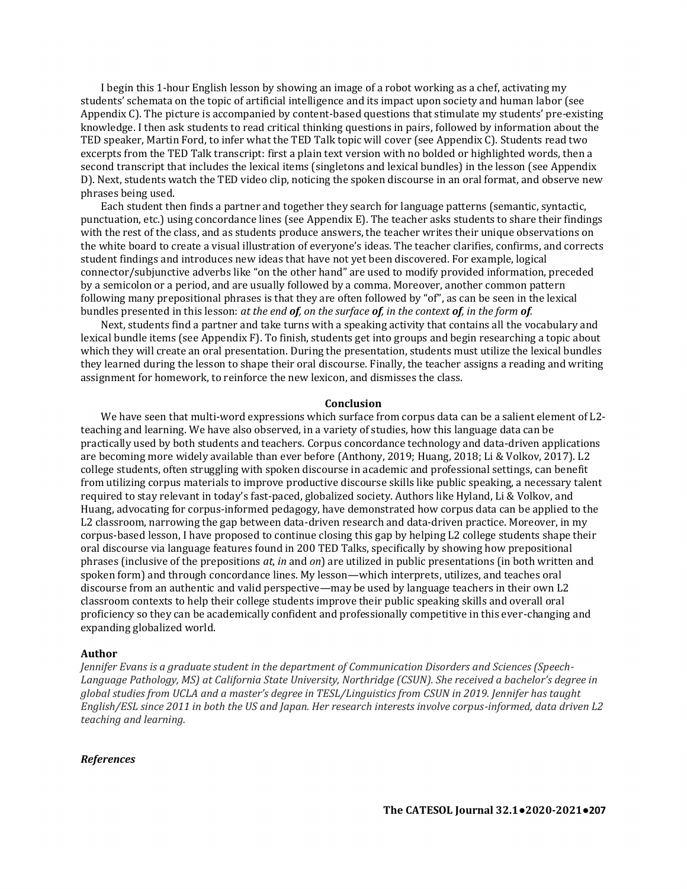I begin this 1-hour English lesson by showing an image of a robot working as a chef, activating my students' schemata on the topic of artificial intelligence and its impact upon society and human labor (see Appendix C). The picture is accompanied by content-based questions that stimulate my students' pre-existing knowledge. I then ask students to read critical thinking questions in pairs, followed by information about the TED speaker, Martin Ford, to infer what the TED Talk topic will cover (see Appendix C). Students read two excerpts from the TED Talk transcript: first a plain text version with no bolded or highlighted words, then a second transcript that includes the lexical items (singletons and lexical bundles) in the lesson (see Appendix D). Next, students watch the TED video clip, noticing the spoken discourse in an oral format, and observe new phrases being used.

Each student then finds a partner and together they search for language patterns (semantic, syntactic, punctuation, etc.) using concordance lines (see Appendix E). The teacher asks students to share their findings with the rest of the class, and as students produce answers, the teacher writes their unique observations on the white board to create a visual illustration of everyone's ideas. The teacher clarifies, confirms, and corrects student findings and introduces new ideas that have not yet been discovered. For example, logical connector/subjunctive adverbs like "on the other hand" are used to modify provided information, preceded by a semicolon or a period, and are usually followed by a comma. Moreover, another common pattern following many prepositional phrases is that they are often followed by "of", as can be seen in the lexical bundles presented in this lesson: *at the end **of**, on the surface **of**, in the context **of**, in the form **of**.*

Next, students find a partner and take turns with a speaking activity that contains all the vocabulary and lexical bundle items (see Appendix F). To finish, students get into groups and begin researching a topic about which they will create an oral presentation. During the presentation, students must utilize the lexical bundles they learned during the lesson to shape their oral discourse. Finally, the teacher assigns a reading and writing assignment for homework, to reinforce the new lexicon, and dismisses the class.

## Conclusion

We have seen that multi-word expressions which surface from corpus data can be a salient element of L2-teaching and learning. We have also observed, in a variety of studies, how this language data can be practically used by both students and teachers. Corpus concordance technology and data-driven applications are becoming more widely available than ever before (Anthony, 2019; Huang, 2018; Li & Volkov, 2017). L2 college students, often struggling with spoken discourse in academic and professional settings, can benefit from utilizing corpus materials to improve productive discourse skills like public speaking, a necessary talent required to stay relevant in today's fast-paced, globalized society. Authors like Hyland, Li & Volkov, and Huang, advocating for corpus-informed pedagogy, have demonstrated how corpus data can be applied to the L2 classroom, narrowing the gap between data-driven research and data-driven practice. Moreover, in my corpus-based lesson, I have proposed to continue closing this gap by helping L2 college students shape their oral discourse via language features found in 200 TED Talks, specifically by showing how prepositional phrases (inclusive of the prepositions *at*, *in* and *on*) are utilized in public presentations (in both written and spoken form) and through concordance lines. My lesson—which interprets, utilizes, and teaches oral discourse from an authentic and valid perspective—may be used by language teachers in their own L2 classroom contexts to help their college students improve their public speaking skills and overall oral proficiency so they can be academically confident and professionally competitive in this ever-changing and expanding globalized world.

### Author

*Jennifer Evans is a graduate student in the department of Communication Disorders and Sciences (Speech-Language Pathology, MS) at California State University, Northridge (CSUN). She received a bachelor's degree in global studies from UCLA and a master's degree in TESL/Linguistics from CSUN in 2019. Jennifer has taught English/ESL since 2011 in both the US and Japan. Her research interests involve corpus-informed, data driven L2 teaching and learning.*

### *References*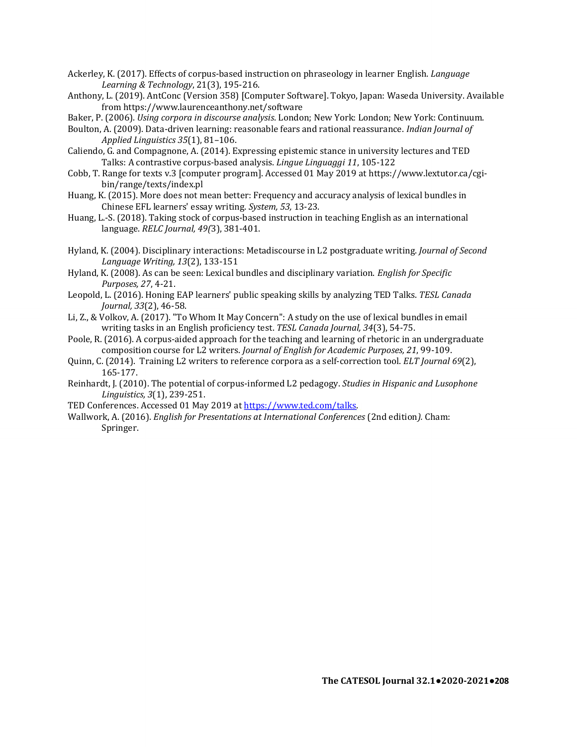Ackerley, K. (2017). Effects of corpus-based instruction on phraseology in learner English. *Language Learning & Technology*, 21(3), 195-216.

Anthony, L. (2019). AntConc (Version 358) [Computer Software]. Tokyo, Japan: Waseda University. Available from https://www.laurenceanthony.net/software

Baker, P. (2006). *Using corpora in discourse analysis*. London; New York: London; New York: Continuum.

Boulton, A. (2009). Data-driven learning: reasonable fears and rational reassurance. *Indian Journal of Applied Linguistics 35*(1), 81–106.

Caliendo, G. and Compagnone, A. (2014). Expressing epistemic stance in university lectures and TED Talks: A contrastive corpus-based analysis. *Lingue Linguaggi 11*, 105-122

Cobb, T. Range for texts v.3 [computer program]. Accessed 01 May 2019 at https://www.lextutor.ca/cgi-bin/range/texts/index.pl

Huang, K. (2015). More does not mean better: Frequency and accuracy analysis of lexical bundles in Chinese EFL learners' essay writing. *System, 53,* 13-23.

Huang, L.-S. (2018). Taking stock of corpus-based instruction in teaching English as an international language. *RELC Journal, 49(*3), 381-401.

Hyland, K. (2004). Disciplinary interactions: Metadiscourse in L2 postgraduate writing. *Journal of Second Language Writing, 13*(2), 133-151

Hyland, K. (2008). As can be seen: Lexical bundles and disciplinary variation. *English for Specific Purposes, 27*, 4-21.

Leopold, L. (2016). Honing EAP learners' public speaking skills by analyzing TED Talks. *TESL Canada Journal, 33*(2), 46-58.

Li, Z., & Volkov, A. (2017). "To Whom It May Concern": A study on the use of lexical bundles in email writing tasks in an English proficiency test. *TESL Canada Journal, 34*(3), 54-75.

Poole, R. (2016). A corpus-aided approach for the teaching and learning of rhetoric in an undergraduate composition course for L2 writers. *Journal of English for Academic Purposes, 21*, 99-109.

Quinn, C. (2014). Training L2 writers to reference corpora as a self-correction tool. *ELT Journal 69*(2), 165-177.

Reinhardt, J. (2010). The potential of corpus-informed L2 pedagogy. *Studies in Hispanic and Lusophone Linguistics, 3*(1), 239-251.

TED Conferences. Accessed 01 May 2019 at [https://www.ted.com/talks](https://www.ted.com/talks).

Wallwork, A. (2016). *English for Presentations at International Conferences* (2nd edition*).* Cham: Springer.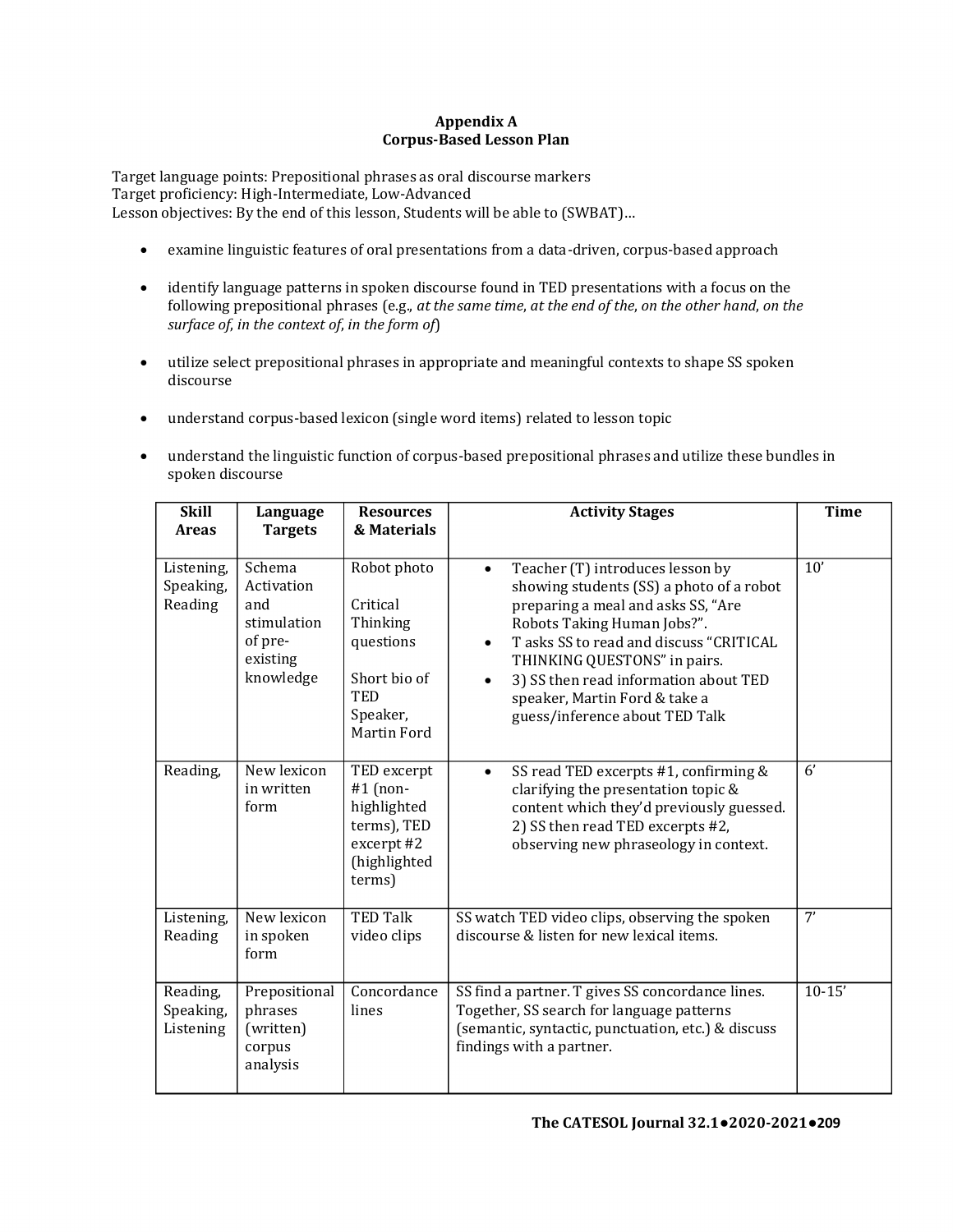## Appendix A
## Corpus-Based Lesson Plan

Target language points: Prepositional phrases as oral discourse markers
Target proficiency: High-Intermediate, Low-Advanced
Lesson objectives: By the end of this lesson, Students will be able to (SWBAT)…

- examine linguistic features of oral presentations from a data-driven, corpus-based approach
- identify language patterns in spoken discourse found in TED presentations with a focus on the following prepositional phrases (e.g., *at the same time*, *at the end of the*, *on the other hand*, *on the surface of*, *in the context of*, *in the form of*)
- utilize select prepositional phrases in appropriate and meaningful contexts to shape SS spoken discourse
- understand corpus-based lexicon (single word items) related to lesson topic
- understand the linguistic function of corpus-based prepositional phrases and utilize these bundles in spoken discourse

| Skill Areas | Language Targets | Resources & Materials | Activity Stages | Time |
|---|---|---|---|---|
| Listening, Speaking, Reading | Schema Activation and stimulation of pre-existing knowledge | Robot photo<br><br>Critical Thinking questions<br><br>Short bio of TED Speaker, Martin Ford | • Teacher (T) introduces lesson by showing students (SS) a photo of a robot preparing a meal and asks SS, "Are Robots Taking Human Jobs?".<br>• T asks SS to read and discuss "CRITICAL THINKING QUESTONS" in pairs.<br>• 3) SS then read information about TED speaker, Martin Ford & take a guess/inference about TED Talk | 10' |
| Reading, | New lexicon in written form | TED excerpt #1 (non-highlighted terms), TED excerpt #2 (highlighted terms) | • SS read TED excerpts #1, confirming & clarifying the presentation topic & content which they'd previously guessed. 2) SS then read TED excerpts #2, observing new phraseology in context. | 6' |
| Listening, Reading | New lexicon in spoken form | TED Talk video clips | SS watch TED video clips, observing the spoken discourse & listen for new lexical items. | 7' |
| Reading, Speaking, Listening | Prepositional phrases (written) corpus analysis | Concordance lines | SS find a partner. T gives SS concordance lines. Together, SS search for language patterns (semantic, syntactic, punctuation, etc.) & discuss findings with a partner. | 10-15' |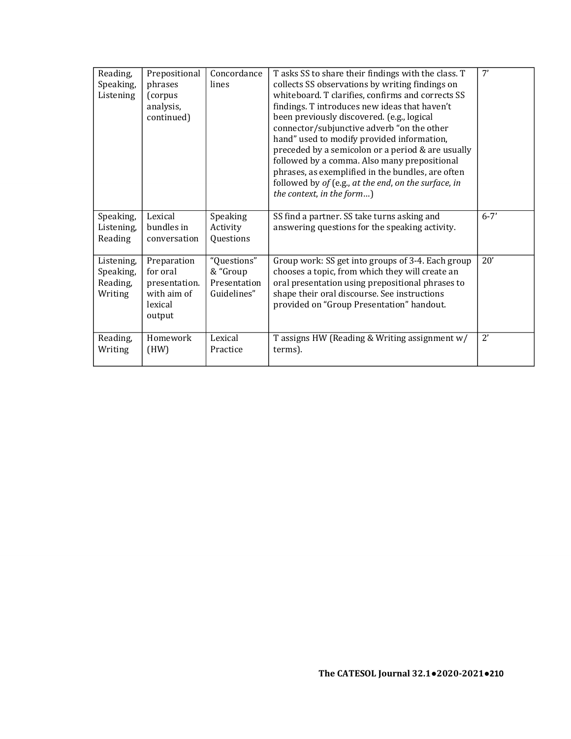| Reading, Speaking, Listening | Prepositional phrases (corpus analysis, continued) | Concordance lines | T asks SS to share their findings with the class. T collects SS observations by writing findings on whiteboard. T clarifies, confirms and corrects SS findings. T introduces new ideas that haven't been previously discovered. (e.g., logical connector/subjunctive adverb "on the other hand" used to modify provided information, preceded by a semicolon or a period & are usually followed by a comma. Also many prepositional phrases, as exemplified in the bundles, are often followed by *of* (e.g., *at the end*, *on the surface*, *in the context*, *in the form*…) | 7' |
|---|---|---|---|---|
| Speaking, Listening, Reading | Lexical bundles in conversation | Speaking Activity Questions | SS find a partner. SS take turns asking and answering questions for the speaking activity. | 6-7' |
| Listening, Speaking, Reading, Writing | Preparation for oral presentation. with aim of lexical output | "Questions" & "Group Presentation Guidelines" | Group work: SS get into groups of 3-4. Each group chooses a topic, from which they will create an oral presentation using prepositional phrases to shape their oral discourse. See instructions provided on "Group Presentation" handout. | 20' |
| Reading, Writing | Homework (HW) | Lexical Practice | T assigns HW (Reading & Writing assignment w/ terms). | 2' |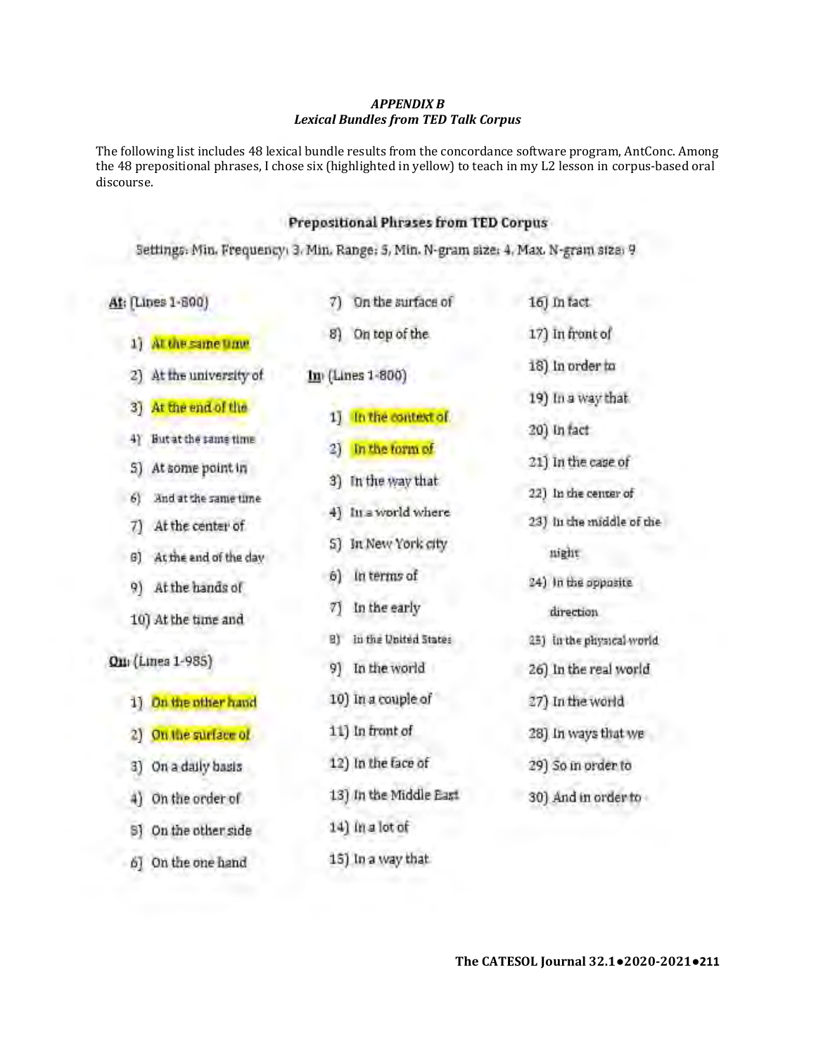### *APPENDIX B*
### *Lexical Bundles from TED Talk Corpus*

The following list includes 48 lexical bundle results from the concordance software program, AntConc. Among the 48 prepositional phrases, I chose six (highlighted in yellow) to teach in my L2 lesson in corpus-based oral discourse.

**Prepositional Phrases from TED Corpus**

Settings: Min. Frequency: 3, Min. Range: 5, Min. N-gram size: 4, Max. N-gram size: 9

**At:** (Lines 1-800)

1) At the same time
2) At the university of
3) At the end of the
4) But at the same time
5) At some point in
6) And at the same time
7) At the center of
8) At the end of the day
9) At the hands of
10) At the time and

**On:** (Lines 1-985)

1) On the other hand
2) On the surface of
3) On a daily basis
4) On the order of
5) On the other side
6) On the one hand
7) On the surface of
8) On top of the

**In:** (Lines 1-800)

1) In the context of
2) In the form of
3) In the way that
4) In a world where
5) In New York city
6) In terms of
7) In the early
8) In the United States
9) In the world
10) In a couple of
11) In front of
12) In the face of
13) In the Middle East
14) In a lot of
15) In a way that
16) In fact
17) In front of
18) In order to
19) In a way that
20) In fact
21) In the case of
22) In the center of
23) In the middle of the night
24) In the opposite direction
25) In the physical world
26) In the real world
27) In the world
28) In ways that we
29) So in order to
30) And in order to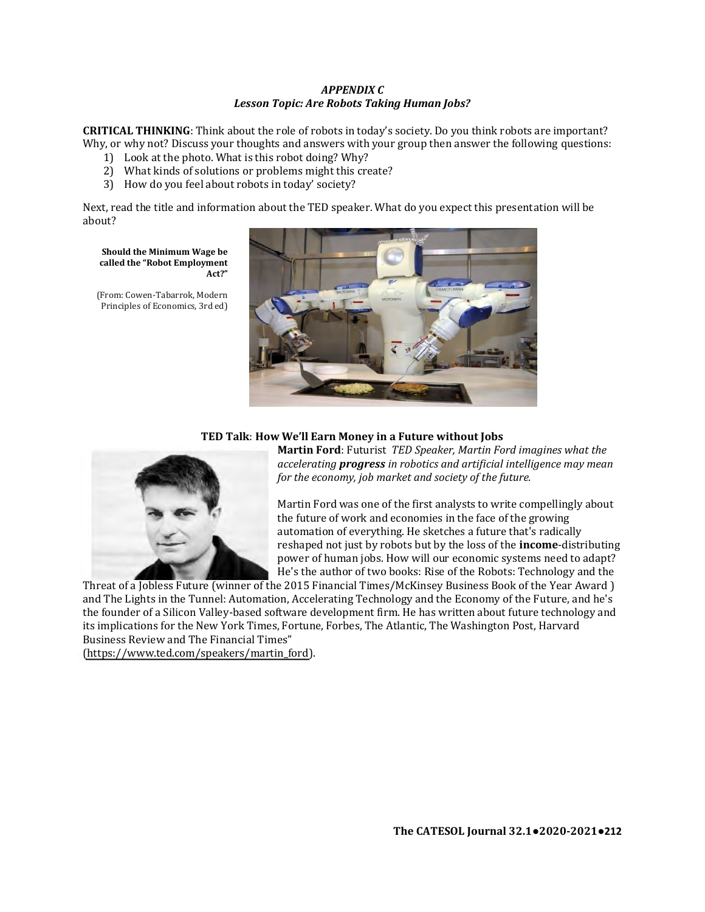### *APPENDIX C*
### *Lesson Topic: Are Robots Taking Human Jobs?*

**CRITICAL THINKING**: Think about the role of robots in today's society. Do you think robots are important? Why, or why not? Discuss your thoughts and answers with your group then answer the following questions:

1) Look at the photo. What is this robot doing? Why?
2) What kinds of solutions or problems might this create?
3) How do you feel about robots in today' society?

Next, read the title and information about the TED speaker. What do you expect this presentation will be about?

**Should the Minimum Wage be called the "Robot Employment Act?"**

(From: Cowen-Tabarrok, Modern Principles of Economics, 3rd ed)

**TED Talk**: **How We'll Earn Money in a Future without Jobs**

**Martin Ford**: Futurist *TED Speaker, Martin Ford imagines what the accelerating* ***progress*** *in robotics and artificial intelligence may mean for the economy, job market and society of the future.*

Martin Ford was one of the first analysts to write compellingly about the future of work and economies in the face of the growing automation of everything. He sketches a future that's radically reshaped not just by robots but by the loss of the **income**-distributing power of human jobs. How will our economic systems need to adapt? He's the author of two books: Rise of the Robots: Technology and the Threat of a Jobless Future (winner of the 2015 Financial Times/McKinsey Business Book of the Year Award ) and The Lights in the Tunnel: Automation, Accelerating Technology and the Economy of the Future, and he's the founder of a Silicon Valley-based software development firm. He has written about future technology and its implications for the New York Times, Fortune, Forbes, The Atlantic, The Washington Post, Harvard Business Review and The Financial Times" (https://www.ted.com/speakers/martin_ford).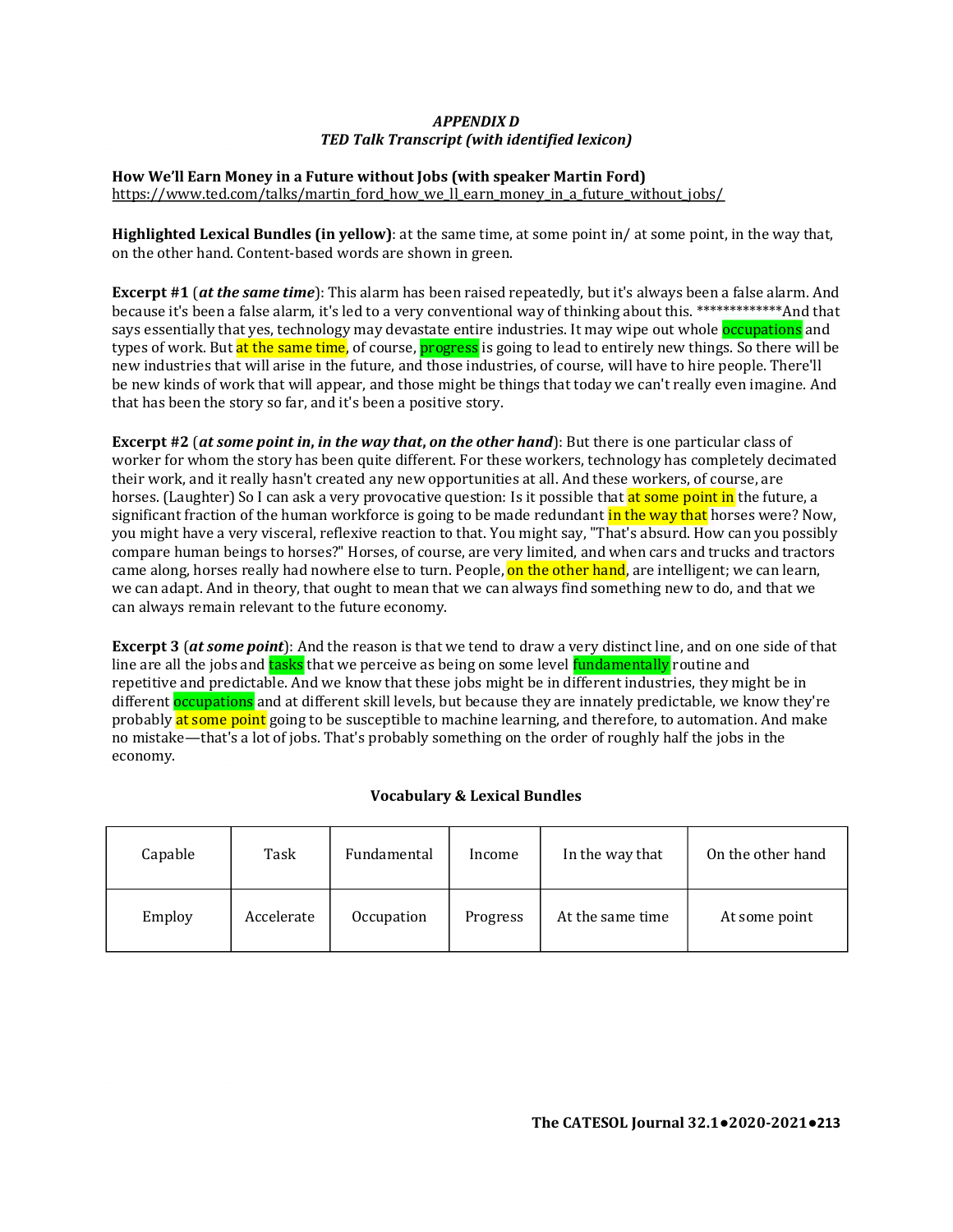### *APPENDIX D*
### *TED Talk Transcript (with identified lexicon)*

**How We'll Earn Money in a Future without Jobs (with speaker Martin Ford)**
https://www.ted.com/talks/martin_ford_how_we_ll_earn_money_in_a_future_without_jobs/

**Highlighted Lexical Bundles (in yellow)**: at the same time, at some point in/ at some point, in the way that, on the other hand. Content-based words are shown in green.

**Excerpt #1** (***at the same time***): This alarm has been raised repeatedly, but it's always been a false alarm. And because it's been a false alarm, it's led to a very conventional way of thinking about this. *************And that says essentially that yes, technology may devastate entire industries. It may wipe out whole occupations and types of work. But at the same time, of course, progress is going to lead to entirely new things. So there will be new industries that will arise in the future, and those industries, of course, will have to hire people. There'll be new kinds of work that will appear, and those might be things that today we can't really even imagine. And that has been the story so far, and it's been a positive story.

**Excerpt #2** (***at some point in, in the way that, on the other hand***): But there is one particular class of worker for whom the story has been quite different. For these workers, technology has completely decimated their work, and it really hasn't created any new opportunities at all. And these workers, of course, are horses. (Laughter) So I can ask a very provocative question: Is it possible that at some point in the future, a significant fraction of the human workforce is going to be made redundant in the way that horses were? Now, you might have a very visceral, reflexive reaction to that. You might say, "That's absurd. How can you possibly compare human beings to horses?" Horses, of course, are very limited, and when cars and trucks and tractors came along, horses really had nowhere else to turn. People, on the other hand, are intelligent; we can learn, we can adapt. And in theory, that ought to mean that we can always find something new to do, and that we can always remain relevant to the future economy.

**Excerpt 3** (***at some point***): And the reason is that we tend to draw a very distinct line, and on one side of that line are all the jobs and tasks that we perceive as being on some level fundamentally routine and repetitive and predictable. And we know that these jobs might be in different industries, they might be in different occupations and at different skill levels, but because they are innately predictable, we know they're probably at some point going to be susceptible to machine learning, and therefore, to automation. And make no mistake—that's a lot of jobs. That's probably something on the order of roughly half the jobs in the economy.

**Vocabulary & Lexical Bundles**

| | | | | | |
|---|---|---|---|---|---|
| Capable | Task | Fundamental | Income | In the way that | On the other hand |
| Employ | Accelerate | Occupation | Progress | At the same time | At some point |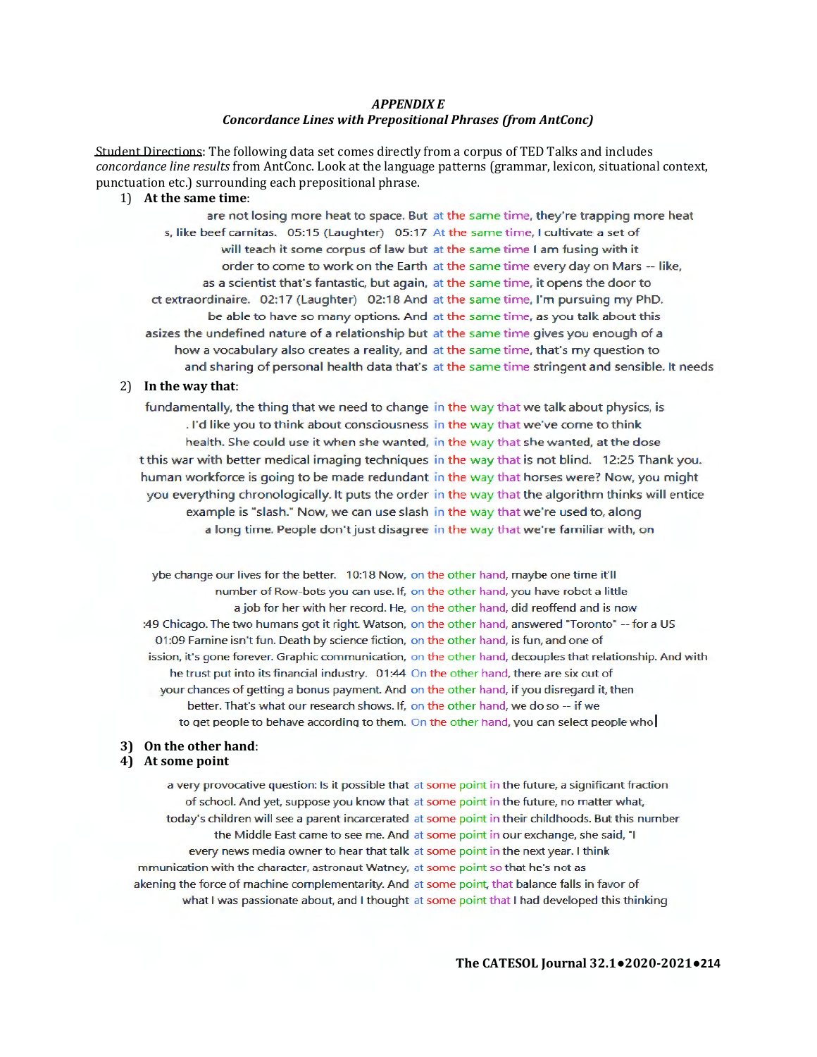***APPENDIX E***
***Concordance Lines with Prepositional Phrases (from AntConc)***

Student Directions: The following data set comes directly from a corpus of TED Talks and includes *concordance line results* from AntConc. Look at the language patterns (grammar, lexicon, situational context, punctuation etc.) surrounding each prepositional phrase.

1) **At the same time**:

```
                are not losing more heat to space. But  at the same time, they're trapping more heat
     s, like beef carnitas.   05:15 (Laughter)   05:17  At the same time, I cultivate a set of
                  will teach it some corpus of law but  at the same time I am fusing with it
                 order to come to work on the Earth  at the same time every day on Mars -- like,
             as a scientist that's fantastic, but again,  at the same time, it opens the door to
   ct extraordinaire.   02:17 (Laughter)   02:18 And  at the same time, I'm pursuing my PhD.
                 be able to have so many options. And  at the same time, as you talk about this
  asizes the undefined nature of a relationship but  at the same time gives you enough of a
           how a vocabulary also creates a reality, and  at the same time, that's my question to
        and sharing of personal health data that's  at the same time stringent and sensible. It needs
```

2) **In the way that**:

```
    fundamentally, the thing that we need to change  in the way that we talk about physics, is
           . I'd like you to think about consciousness  in the way that we've come to think
          health. She could use it when she wanted,  in the way that she wanted, at the dose
  t this war with better medical imaging techniques  in the way that is not blind.   12:25 Thank you.
  human workforce is going to be made redundant  in the way that horses were? Now, you might
     you everything chronologically. It puts the order  in the way that the algorithm thinks will entice
          example is "slash." Now, we can use slash  in the way that we're used to, along
        a long time. People don't just disagree  in the way that we're familiar with, on
```

```
    ybe change our lives for the better.   10:18 Now,  on the other hand, maybe one time it'll
              number of Row-bots you can use. If,  on the other hand, you have robot a little
                  a job for her with her record. He,  on the other hand, did reoffend and is now
   :49 Chicago. The two humans got it right. Watson,  on the other hand, answered "Toronto" -- for a US
     01:09 Famine isn't fun. Death by science fiction,  on the other hand, is fun, and one of
    ission, it's gone forever. Graphic communication,  on the other hand, decouples that relationship. And with
      he trust put into its financial industry.   01:44  On the other hand, there are six out of
    your chances of getting a bonus payment. And  on the other hand, if you disregard it, then
            better. That's what our research shows. If,  on the other hand, we do so -- if we
        to get people to behave according to them.  On the other hand, you can select people who
```

3) **On the other hand**:

4) **At some point**

```
     a very provocative question: Is it possible that  at some point in the future, a significant fraction
          of school. And yet, suppose you know that  at some point in the future, no matter what,
     today's children will see a parent incarcerated  at some point in their childhoods. But this number
           the Middle East came to see me. And  at some point in our exchange, she said, "I
        every news media owner to hear that talk  at some point in the next year. I think
   mmunication with the character, astronaut Watney,  at some point so that he's not as
  akening the force of machine complementarity. And  at some point, that balance falls in favor of
        what I was passionate about, and I thought  at some point that I had developed this thinking
```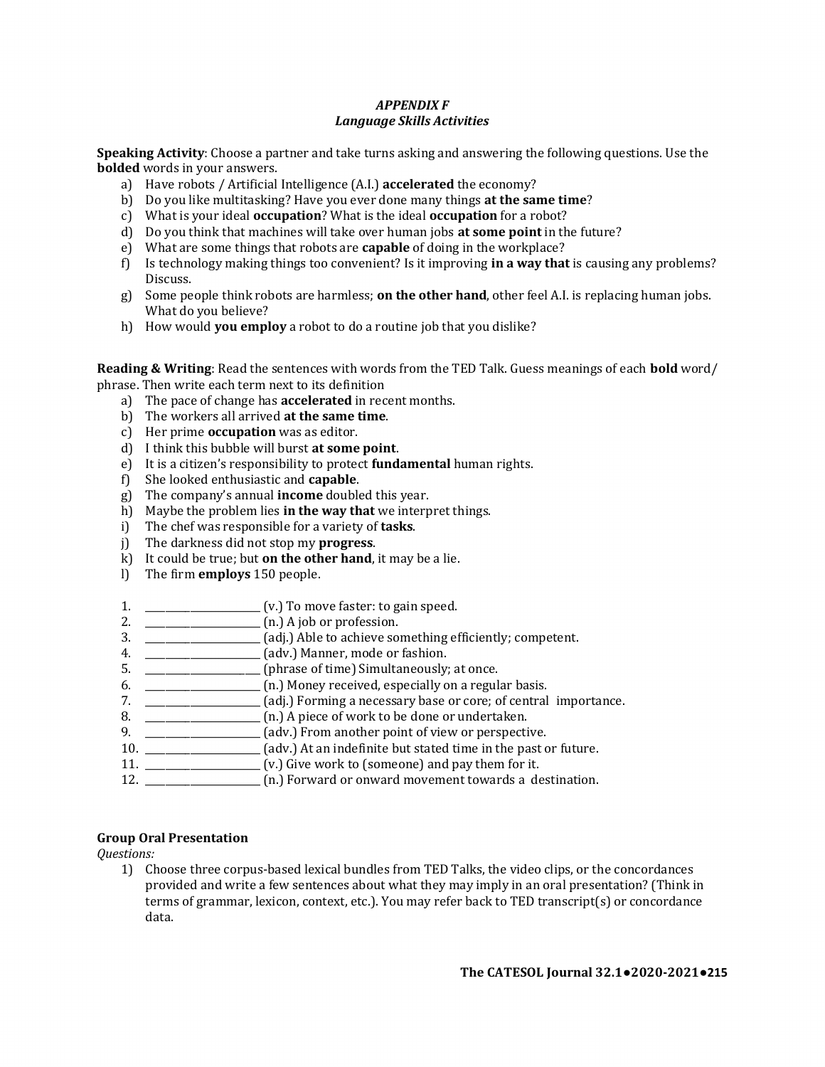## *APPENDIX F*
## *Language Skills Activities*

**Speaking Activity**: Choose a partner and take turns asking and answering the following questions. Use the **bolded** words in your answers.

a) Have robots / Artificial Intelligence (A.I.) **accelerated** the economy?
b) Do you like multitasking? Have you ever done many things **at the same time**?
c) What is your ideal **occupation**? What is the ideal **occupation** for a robot?
d) Do you think that machines will take over human jobs **at some point** in the future?
e) What are some things that robots are **capable** of doing in the workplace?
f) Is technology making things too convenient? Is it improving **in a way that** is causing any problems? Discuss.
g) Some people think robots are harmless; **on the other hand**, other feel A.I. is replacing human jobs. What do you believe?
h) How would **you employ** a robot to do a routine job that you dislike?

**Reading & Writing**: Read the sentences with words from the TED Talk. Guess meanings of each **bold** word/ phrase. Then write each term next to its definition

a) The pace of change has **accelerated** in recent months.
b) The workers all arrived **at the same time**.
c) Her prime **occupation** was as editor.
d) I think this bubble will burst **at some point**.
e) It is a citizen's responsibility to protect **fundamental** human rights.
f) She looked enthusiastic and **capable**.
g) The company's annual **income** doubled this year.
h) Maybe the problem lies **in the way that** we interpret things.
i) The chef was responsible for a variety of **tasks**.
j) The darkness did not stop my **progress**.
k) It could be true; but **on the other hand**, it may be a lie.
l) The firm **employs** 150 people.

1. ______________________ (v.) To move faster: to gain speed.
2. ______________________ (n.) A job or profession.
3. ______________________ (adj.) Able to achieve something efficiently; competent.
4. ______________________ (adv.) Manner, mode or fashion.
5. ______________________ (phrase of time) Simultaneously; at once.
6. ______________________ (n.) Money received, especially on a regular basis.
7. ______________________ (adj.) Forming a necessary base or core; of central importance.
8. ______________________ (n.) A piece of work to be done or undertaken.
9. ______________________ (adv.) From another point of view or perspective.
10. ______________________ (adv.) At an indefinite but stated time in the past or future.
11. ______________________ (v.) Give work to (someone) and pay them for it.
12. ______________________ (n.) Forward or onward movement towards a destination.

**Group Oral Presentation**

*Questions:*

1) Choose three corpus-based lexical bundles from TED Talks, the video clips, or the concordances provided and write a few sentences about what they may imply in an oral presentation? (Think in terms of grammar, lexicon, context, etc.). You may refer back to TED transcript(s) or concordance data.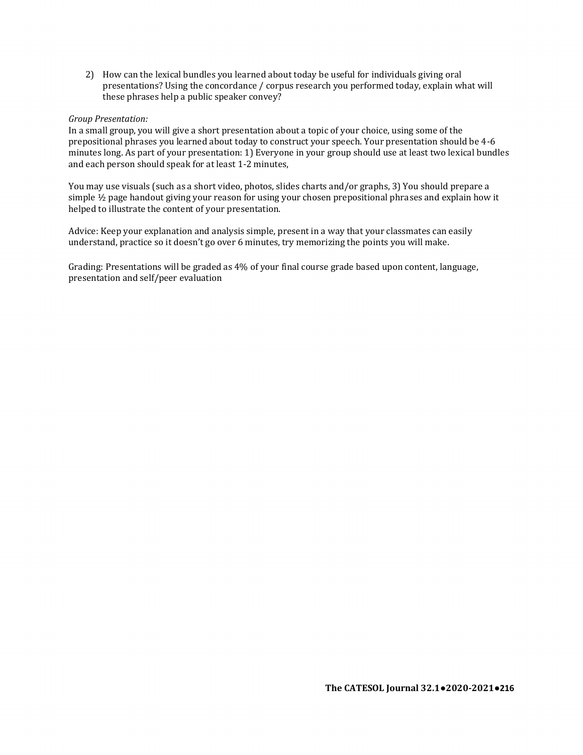2) How can the lexical bundles you learned about today be useful for individuals giving oral presentations? Using the concordance / corpus research you performed today, explain what will these phrases help a public speaker convey?

*Group Presentation:*
In a small group, you will give a short presentation about a topic of your choice, using some of the prepositional phrases you learned about today to construct your speech. Your presentation should be 4-6 minutes long. As part of your presentation: 1) Everyone in your group should use at least two lexical bundles and each person should speak for at least 1-2 minutes,

You may use visuals (such as a short video, photos, slides charts and/or graphs, 3) You should prepare a simple ½ page handout giving your reason for using your chosen prepositional phrases and explain how it helped to illustrate the content of your presentation.

Advice: Keep your explanation and analysis simple, present in a way that your classmates can easily understand, practice so it doesn't go over 6 minutes, try memorizing the points you will make.

Grading: Presentations will be graded as 4% of your final course grade based upon content, language, presentation and self/peer evaluation